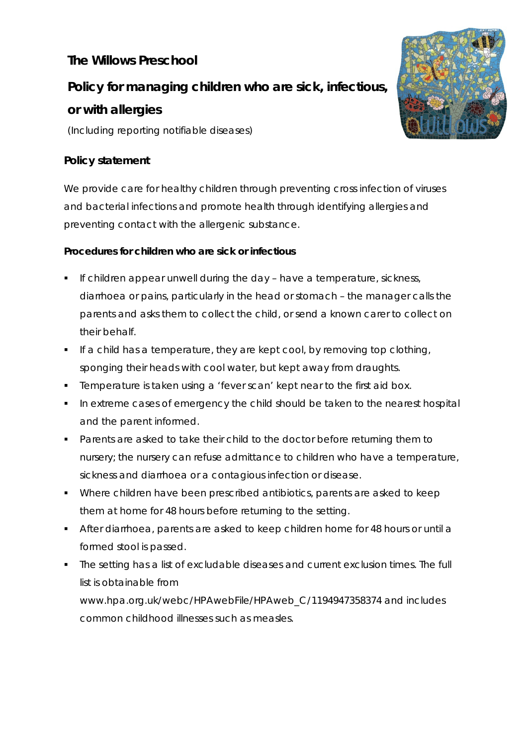# The Willows Preschool

## Policy for managing children who are sick, infectious, or with allergies

(Including reporting notifiable diseases)

### Policy statement

We provide care for healthy children through preventing cross infection of viruses and bacterial infections and promote health through identifying allergies and preventing contact with the allergenic substance.

#### Procedures for children who are sick or infectious

- If children appear unwell during the day – have a temperature, sickness, diarrhoea or pains, particularly in the head or stomach – the manager calls the parents and asks them to collect the child, or send a known carer to collect on their behalf.
- If a child has a temperature, they are kept cool, by removing top clothing, sponging their heads with cool water, but kept away from draughts.
- Temperature is taken using a 'fever scan' kept near to the first aid box.
- In extreme cases of emergency the child should be taken to the nearest hospital and the parent informed.
- Parents are asked to take their child to the doctor before returning them to nursery; the nursery can refuse admittance to children who have a temperature, sickness and diarrhoea or a contagious infection or disease.
- Where children have been prescribed antibiotics, parents are asked to keep them at home for 48 hours before returning to the setting.
- After diarrhoea, parents are asked to keep children home for 48 hours or until a formed stool is passed.
- The setting has a list of excludable diseases and current exclusion times. The full list is obtainable from www.hpa.org.uk/webc/HPAwebFile/HPAweb_C/1194947358374 and includes common childhood illnesses such as measles.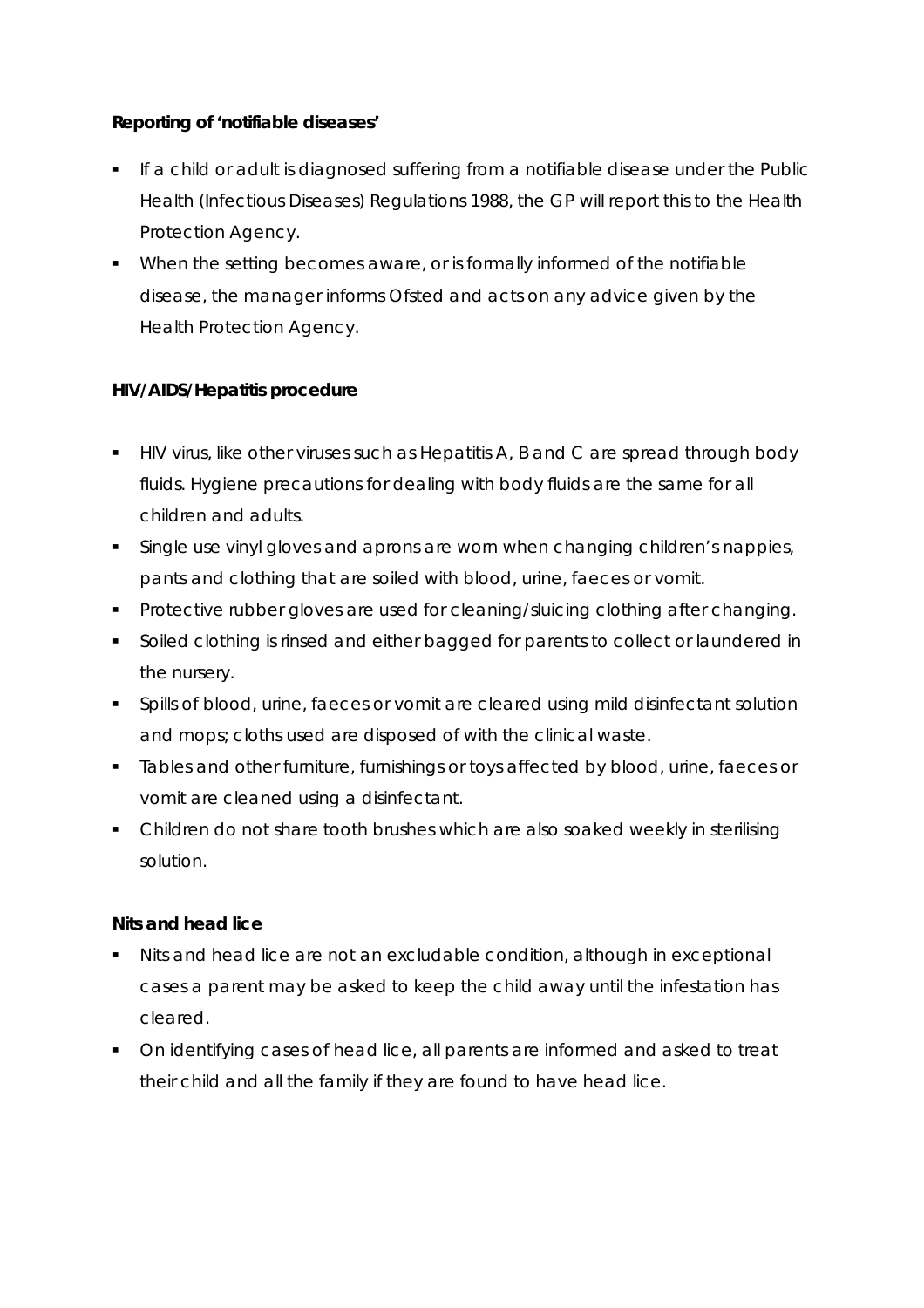**Reporting of 'notifiable diseases'**

- If a child or adult is diagnosed suffering from a notifiable disease under the Public Health (Infectious Diseases) Regulations 1988, the GP will report this to the Health Protection Agency.
- When the setting becomes aware, or is formally informed of the notifiable disease, the manager informs Ofsted and acts on any advice given by the Health Protection Agency.

**HIV/AIDS/Hepatitis procedure**

- HIV virus, like other viruses such as Hepatitis A, B and C are spread through body fluids. Hygiene precautions for dealing with body fluids are the same for all children and adults.
- Single use vinyl gloves and aprons are worn when changing children's nappies, pants and clothing that are soiled with blood, urine, faeces or vomit.
- Protective rubber gloves are used for cleaning/sluicing clothing after changing.
- Soiled clothing is rinsed and either bagged for parents to collect or laundered in the nursery.
- Spills of blood, urine, faeces or vomit are cleared using mild disinfectant solution and mops; cloths used are disposed of with the clinical waste.
- Tables and other furniture, furnishings or toys affected by blood, urine, faeces or vomit are cleaned using a disinfectant.
- Children do not share tooth brushes which are also soaked weekly in sterilising solution.

**Nits and head lice**

- Nits and head lice are not an excludable condition, although in exceptional cases a parent may be asked to keep the child away until the infestation has cleared.
- On identifying cases of head lice, all parents are informed and asked to treat their child and all the family if they are found to have head lice.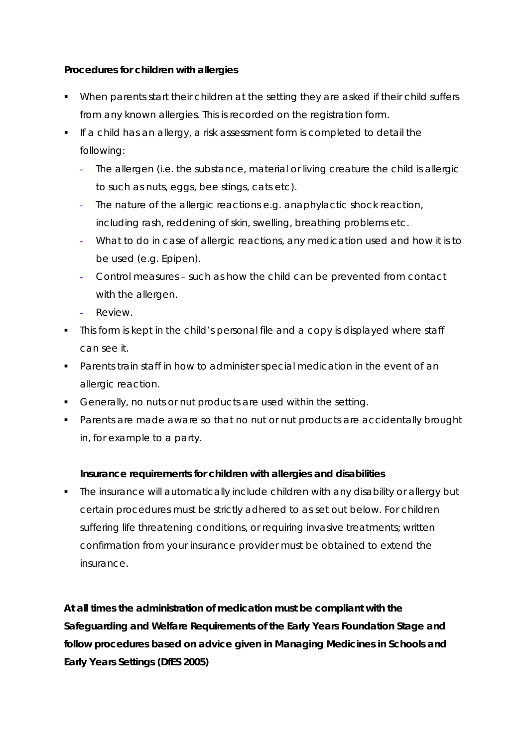**Procedures for children with allergies**

- When parents start their children at the setting they are asked if their child suffers from any known allergies. This is recorded on the registration form.
- If a child has an allergy, a risk assessment form is completed to detail the following:
  - The allergen (i.e. the substance, material or living creature the child is allergic to such as nuts, eggs, bee stings, cats etc).
  - The nature of the allergic reactions e.g. anaphylactic shock reaction, including rash, reddening of skin, swelling, breathing problems etc.
  - What to do in case of allergic reactions, any medication used and how it is to be used (e.g. Epipen).
  - Control measures – such as how the child can be prevented from contact with the allergen.
  - Review.
- This form is kept in the child's personal file and a copy is displayed where staff can see it.
- Parents train staff in how to administer special medication in the event of an allergic reaction.
- Generally, no nuts or nut products are used within the setting.
- Parents are made aware so that no nut or nut products are accidentally brought in, for example to a party.

**Insurance requirements for children with allergies and disabilities**

- The insurance will automatically include children with any disability or allergy but certain procedures must be strictly adhered to as set out below. For children suffering life threatening conditions, or requiring invasive treatments; written confirmation from your insurance provider must be obtained to extend the insurance.

**At all times the administration of medication must be compliant with the Safeguarding and Welfare Requirements of the Early Years Foundation Stage and follow procedures based on advice given in Managing Medicines in Schools and Early Years Settings (DfES 2005)**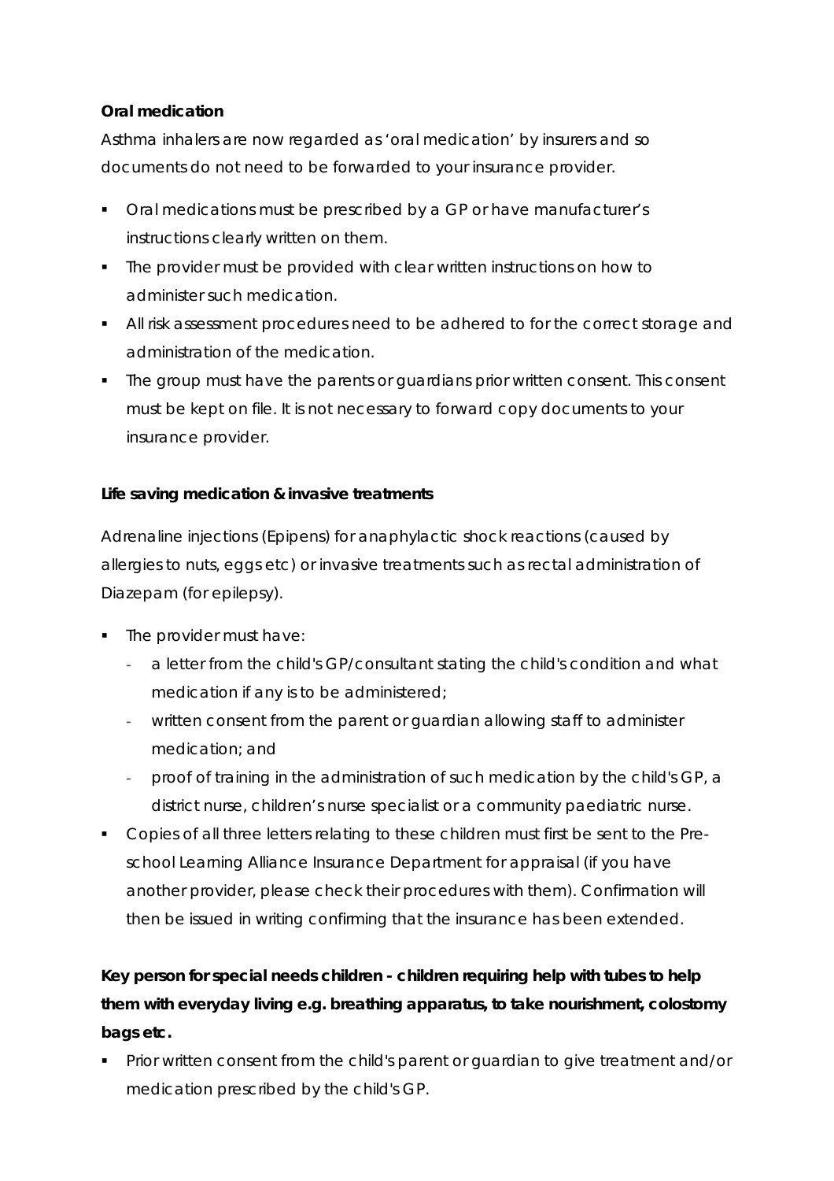**Oral medication**

Asthma inhalers are now regarded as 'oral medication' by insurers and so documents do not need to be forwarded to your insurance provider.

- Oral medications must be prescribed by a GP or have manufacturer's instructions clearly written on them.
- The provider must be provided with clear written instructions on how to administer such medication.
- All risk assessment procedures need to be adhered to for the correct storage and administration of the medication.
- The group must have the parents or guardians prior written consent. This consent must be kept on file. It is not necessary to forward copy documents to your insurance provider.

**Life saving medication & invasive treatments**

Adrenaline injections (Epipens) for anaphylactic shock reactions (caused by allergies to nuts, eggs etc) or invasive treatments such as rectal administration of Diazepam (for epilepsy).

- The provider must have:
  - a letter from the child's GP/consultant stating the child's condition and what medication if any is to be administered;
  - written consent from the parent or guardian allowing staff to administer medication; and
  - proof of training in the administration of such medication by the child's GP, a district nurse, children's nurse specialist or a community paediatric nurse.
- Copies of all three letters relating to these children must first be sent to the Pre-school Learning Alliance Insurance Department for appraisal (if you have another provider, please check their procedures with them). Confirmation will then be issued in writing confirming that the insurance has been extended.

**Key person for special needs children - children requiring help with tubes to help them with everyday living e.g. breathing apparatus, to take nourishment, colostomy bags etc.**

- Prior written consent from the child's parent or guardian to give treatment and/or medication prescribed by the child's GP.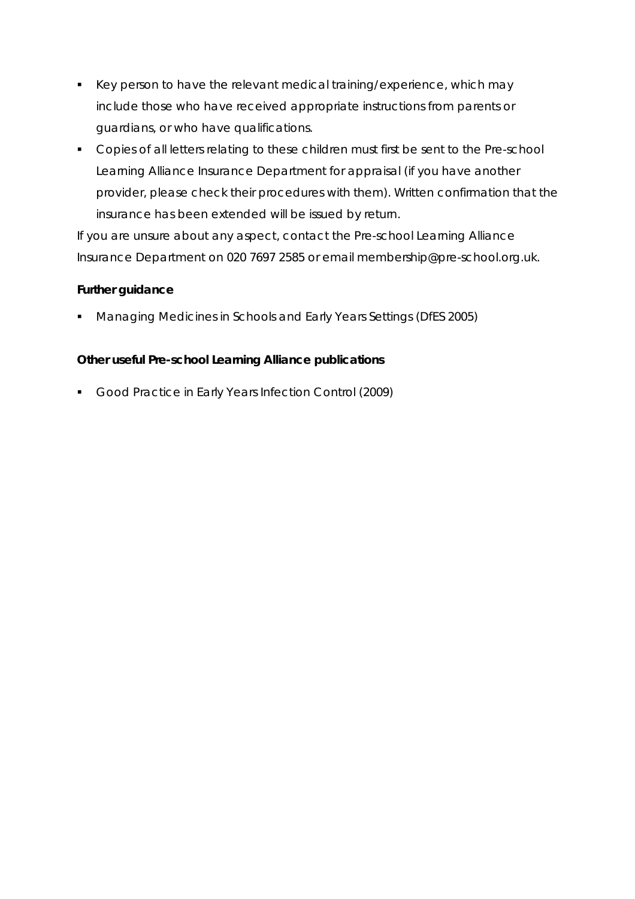- Key person to have the relevant medical training/experience, which may include those who have received appropriate instructions from parents or guardians, or who have qualifications.
- Copies of all letters relating to these children must first be sent to the Pre-school Learning Alliance Insurance Department for appraisal (if you have another provider, please check their procedures with them). Written confirmation that the insurance has been extended will be issued by return.

If you are unsure about any aspect, contact the Pre-school Learning Alliance Insurance Department on 020 7697 2585 or email membership@pre-school.org.uk.

**Further guidance**

- Managing Medicines in Schools and Early Years Settings (DfES 2005)

**Other useful Pre-school Learning Alliance publications**

- Good Practice in Early Years Infection Control (2009)